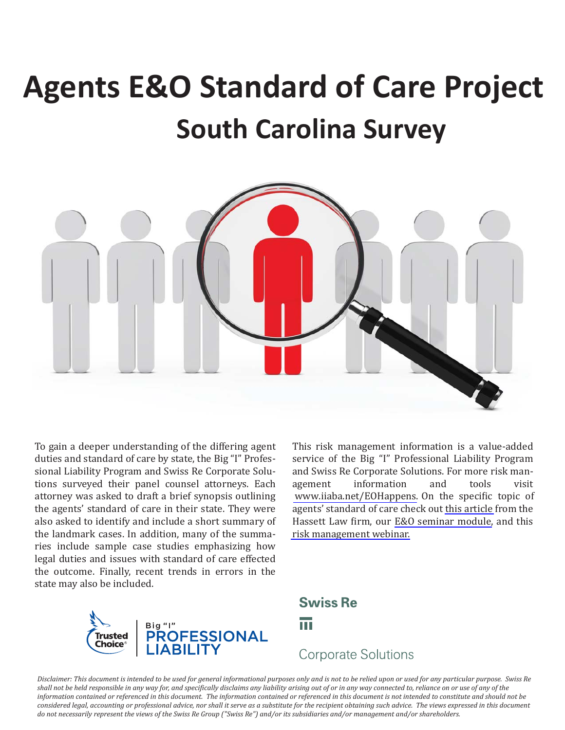# Agents E&O Standard of Care Project

## South Carolina Survey

To gain a deeper understanding of the differing agent duties and standard of care by state, the Big "I" Professional Liability Program and Swiss Re Corporate Solutions surveyed their panel counsel attorneys. Each attorney was asked to draft a brief synopsis outlining the agents' standard of care in their state. They were also asked to identify and include a short summary of the landmark cases. In addition, many of the summaries include sample case studies emphasizing how legal duties and issues with standard of care effected the outcome. Finally, recent trends in errors in the state may also be included.

This risk management information is a value-added service of the Big "I" Professional Liability Program and Swiss Re Corporate Solutions. For more risk management information and tools visit www.iiaba.net/EOHappens. On the specific topic of agents' standard of care check out this article from the Hassett Law firm, our E&O seminar module, and this risk management webinar.

Trusted Choice® | Big "I" PROFESSIONAL LIABILITY

Swiss Re Corporate Solutions

*Disclaimer: This document is intended to be used for general informational purposes only and is not to be relied upon or used for any particular purpose. Swiss Re shall not be held responsible in any way for, and specifically disclaims any liability arising out of or in any way connected to, reliance on or use of any of the information contained or referenced in this document. The information contained or referenced in this document is not intended to constitute and should not be considered legal, accounting or professional advice, nor shall it serve as a substitute for the recipient obtaining such advice. The views expressed in this document do not necessarily represent the views of the Swiss Re Group ("Swiss Re") and/or its subsidiaries and/or management and/or shareholders.*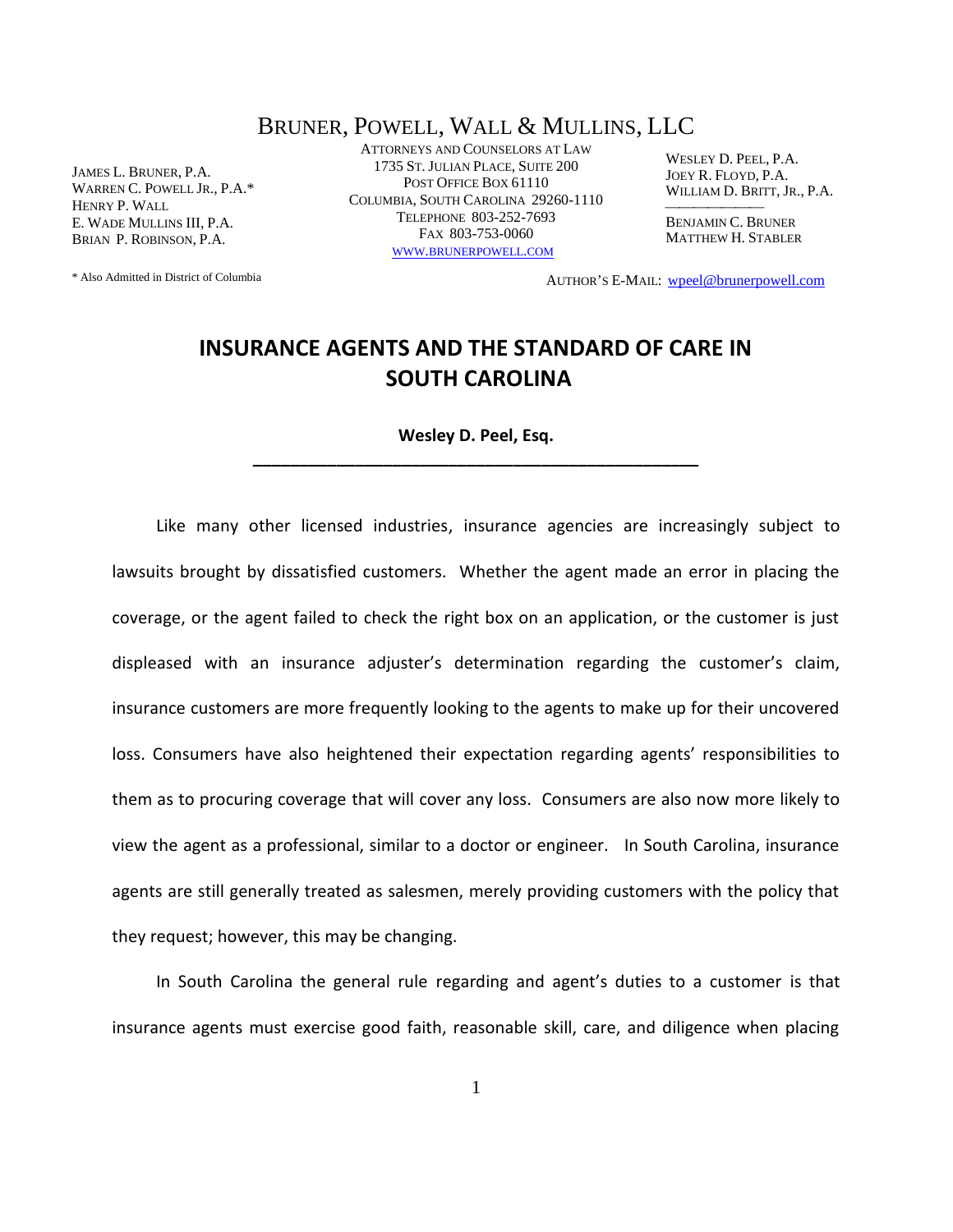# BRUNER, POWELL, WALL & MULLINS, LLC

ATTORNEYS AND COUNSELORS AT LAW
1735 ST. JULIAN PLACE, SUITE 200
POST OFFICE BOX 61110
COLUMBIA, SOUTH CAROLINA 29260-1110
TELEPHONE 803-252-7693
FAX 803-753-0060
WWW.BRUNERPOWELL.COM

JAMES L. BRUNER, P.A.
WARREN C. POWELL JR., P.A.*
HENRY P. WALL
E. WADE MULLINS III, P.A.
BRIAN P. ROBINSON, P.A.

WESLEY D. PEEL, P.A.
JOEY R. FLOYD, P.A.
WILLIAM D. BRITT, JR., P.A.

BENJAMIN C. BRUNER
MATTHEW H. STABLER

* Also Admitted in District of Columbia

AUTHOR'S E-MAIL: wpeel@brunerpowell.com

## INSURANCE AGENTS AND THE STANDARD OF CARE IN SOUTH CAROLINA

**Wesley D. Peel, Esq.**

---

Like many other licensed industries, insurance agencies are increasingly subject to lawsuits brought by dissatisfied customers. Whether the agent made an error in placing the coverage, or the agent failed to check the right box on an application, or the customer is just displeased with an insurance adjuster's determination regarding the customer's claim, insurance customers are more frequently looking to the agents to make up for their uncovered loss. Consumers have also heightened their expectation regarding agents' responsibilities to them as to procuring coverage that will cover any loss. Consumers are also now more likely to view the agent as a professional, similar to a doctor or engineer. In South Carolina, insurance agents are still generally treated as salesmen, merely providing customers with the policy that they request; however, this may be changing.

In South Carolina the general rule regarding and agent's duties to a customer is that insurance agents must exercise good faith, reasonable skill, care, and diligence when placing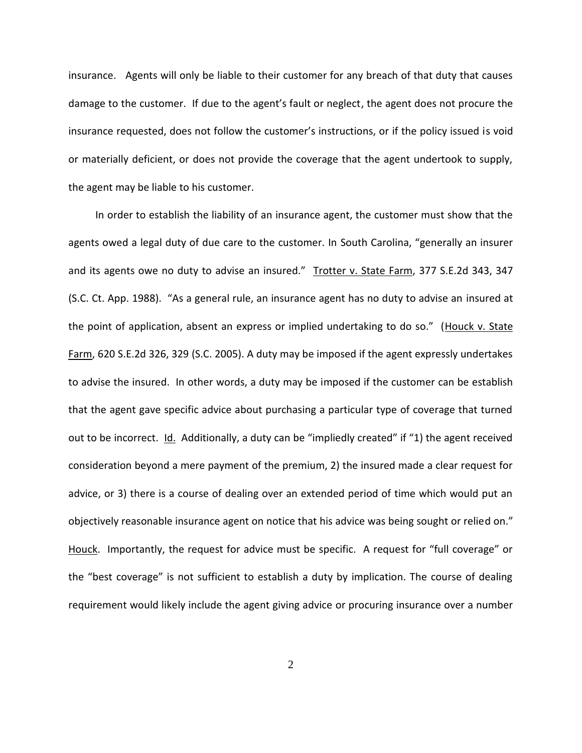insurance. Agents will only be liable to their customer for any breach of that duty that causes damage to the customer. If due to the agent's fault or neglect, the agent does not procure the insurance requested, does not follow the customer's instructions, or if the policy issued is void or materially deficient, or does not provide the coverage that the agent undertook to supply, the agent may be liable to his customer.

In order to establish the liability of an insurance agent, the customer must show that the agents owed a legal duty of due care to the customer. In South Carolina, "generally an insurer and its agents owe no duty to advise an insured." Trotter v. State Farm, 377 S.E.2d 343, 347 (S.C. Ct. App. 1988). "As a general rule, an insurance agent has no duty to advise an insured at the point of application, absent an express or implied undertaking to do so." (Houck v. State Farm, 620 S.E.2d 326, 329 (S.C. 2005). A duty may be imposed if the agent expressly undertakes to advise the insured. In other words, a duty may be imposed if the customer can be establish that the agent gave specific advice about purchasing a particular type of coverage that turned out to be incorrect. Id. Additionally, a duty can be "impliedly created" if "1) the agent received consideration beyond a mere payment of the premium, 2) the insured made a clear request for advice, or 3) there is a course of dealing over an extended period of time which would put an objectively reasonable insurance agent on notice that his advice was being sought or relied on." Houck. Importantly, the request for advice must be specific. A request for "full coverage" or the "best coverage" is not sufficient to establish a duty by implication. The course of dealing requirement would likely include the agent giving advice or procuring insurance over a number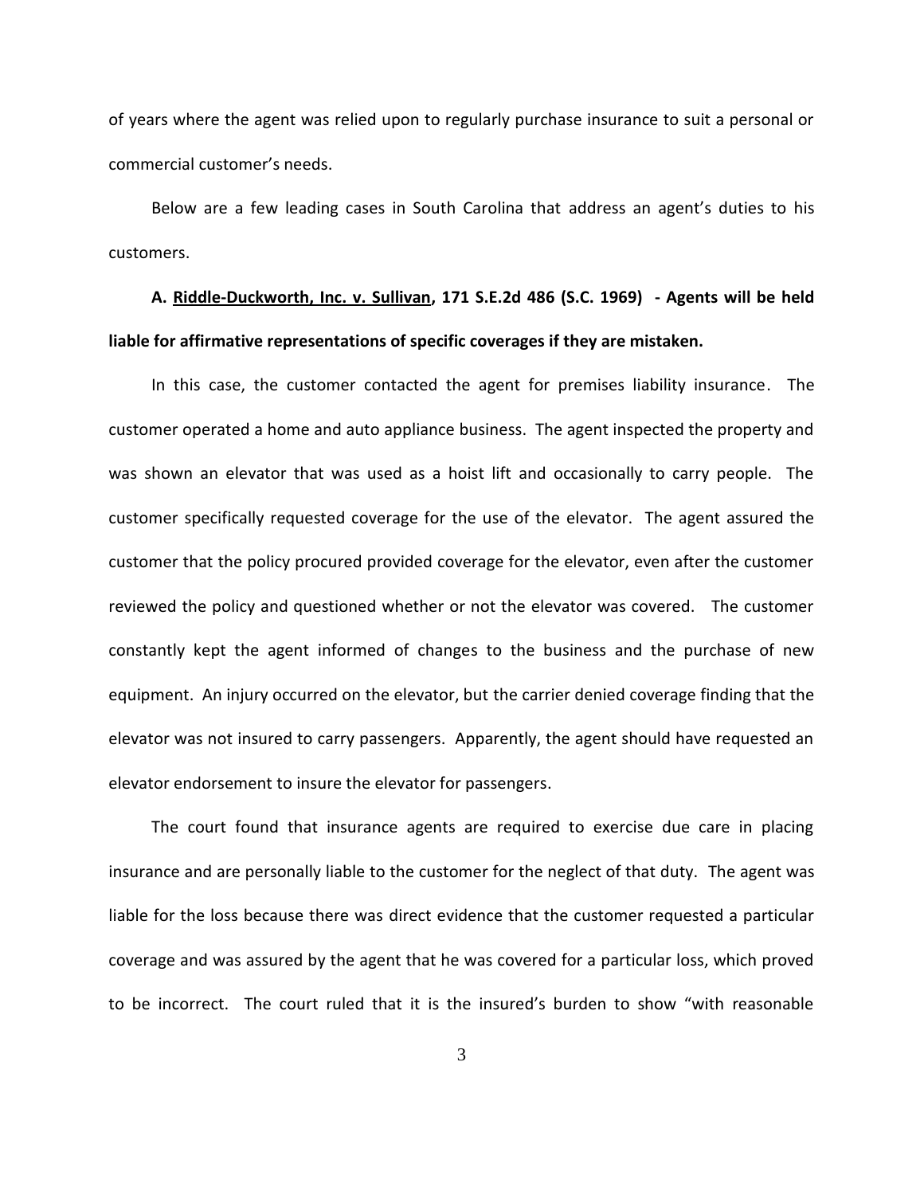of years where the agent was relied upon to regularly purchase insurance to suit a personal or commercial customer's needs.

Below are a few leading cases in South Carolina that address an agent's duties to his customers.

**A. <u>Riddle-Duckworth, Inc. v. Sullivan</u>, 171 S.E.2d 486 (S.C. 1969) - Agents will be held liable for affirmative representations of specific coverages if they are mistaken.**

In this case, the customer contacted the agent for premises liability insurance. The customer operated a home and auto appliance business. The agent inspected the property and was shown an elevator that was used as a hoist lift and occasionally to carry people. The customer specifically requested coverage for the use of the elevator. The agent assured the customer that the policy procured provided coverage for the elevator, even after the customer reviewed the policy and questioned whether or not the elevator was covered. The customer constantly kept the agent informed of changes to the business and the purchase of new equipment. An injury occurred on the elevator, but the carrier denied coverage finding that the elevator was not insured to carry passengers. Apparently, the agent should have requested an elevator endorsement to insure the elevator for passengers.

The court found that insurance agents are required to exercise due care in placing insurance and are personally liable to the customer for the neglect of that duty. The agent was liable for the loss because there was direct evidence that the customer requested a particular coverage and was assured by the agent that he was covered for a particular loss, which proved to be incorrect. The court ruled that it is the insured's burden to show "with reasonable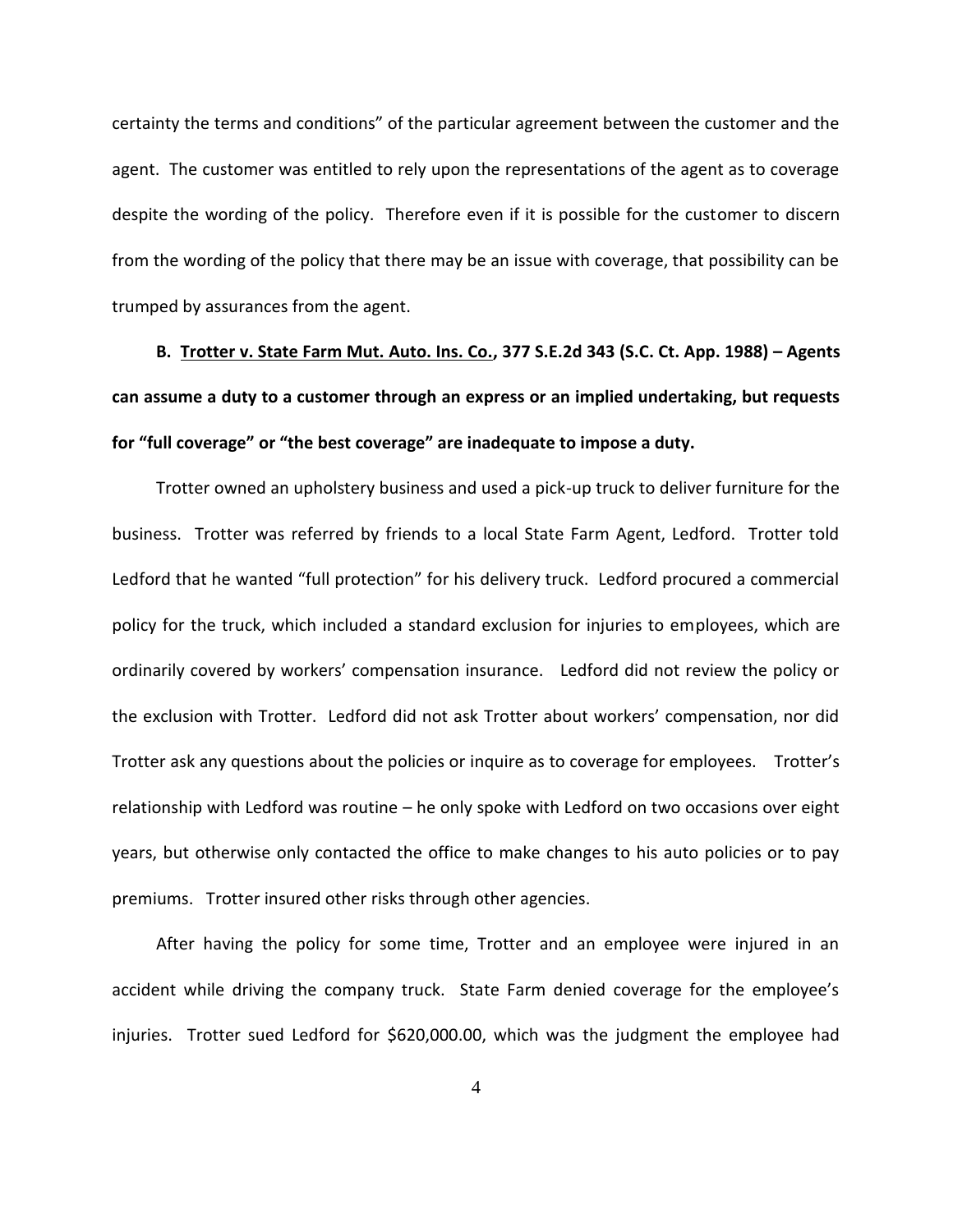certainty the terms and conditions" of the particular agreement between the customer and the agent. The customer was entitled to rely upon the representations of the agent as to coverage despite the wording of the policy. Therefore even if it is possible for the customer to discern from the wording of the policy that there may be an issue with coverage, that possibility can be trumped by assurances from the agent.

**B. <u>Trotter v. State Farm Mut. Auto. Ins. Co.</u>, 377 S.E.2d 343 (S.C. Ct. App. 1988) – Agents can assume a duty to a customer through an express or an implied undertaking, but requests for "full coverage" or "the best coverage" are inadequate to impose a duty.**

Trotter owned an upholstery business and used a pick-up truck to deliver furniture for the business. Trotter was referred by friends to a local State Farm Agent, Ledford. Trotter told Ledford that he wanted "full protection" for his delivery truck. Ledford procured a commercial policy for the truck, which included a standard exclusion for injuries to employees, which are ordinarily covered by workers' compensation insurance. Ledford did not review the policy or the exclusion with Trotter. Ledford did not ask Trotter about workers' compensation, nor did Trotter ask any questions about the policies or inquire as to coverage for employees. Trotter's relationship with Ledford was routine – he only spoke with Ledford on two occasions over eight years, but otherwise only contacted the office to make changes to his auto policies or to pay premiums. Trotter insured other risks through other agencies.

After having the policy for some time, Trotter and an employee were injured in an accident while driving the company truck. State Farm denied coverage for the employee's injuries. Trotter sued Ledford for $620,000.00, which was the judgment the employee had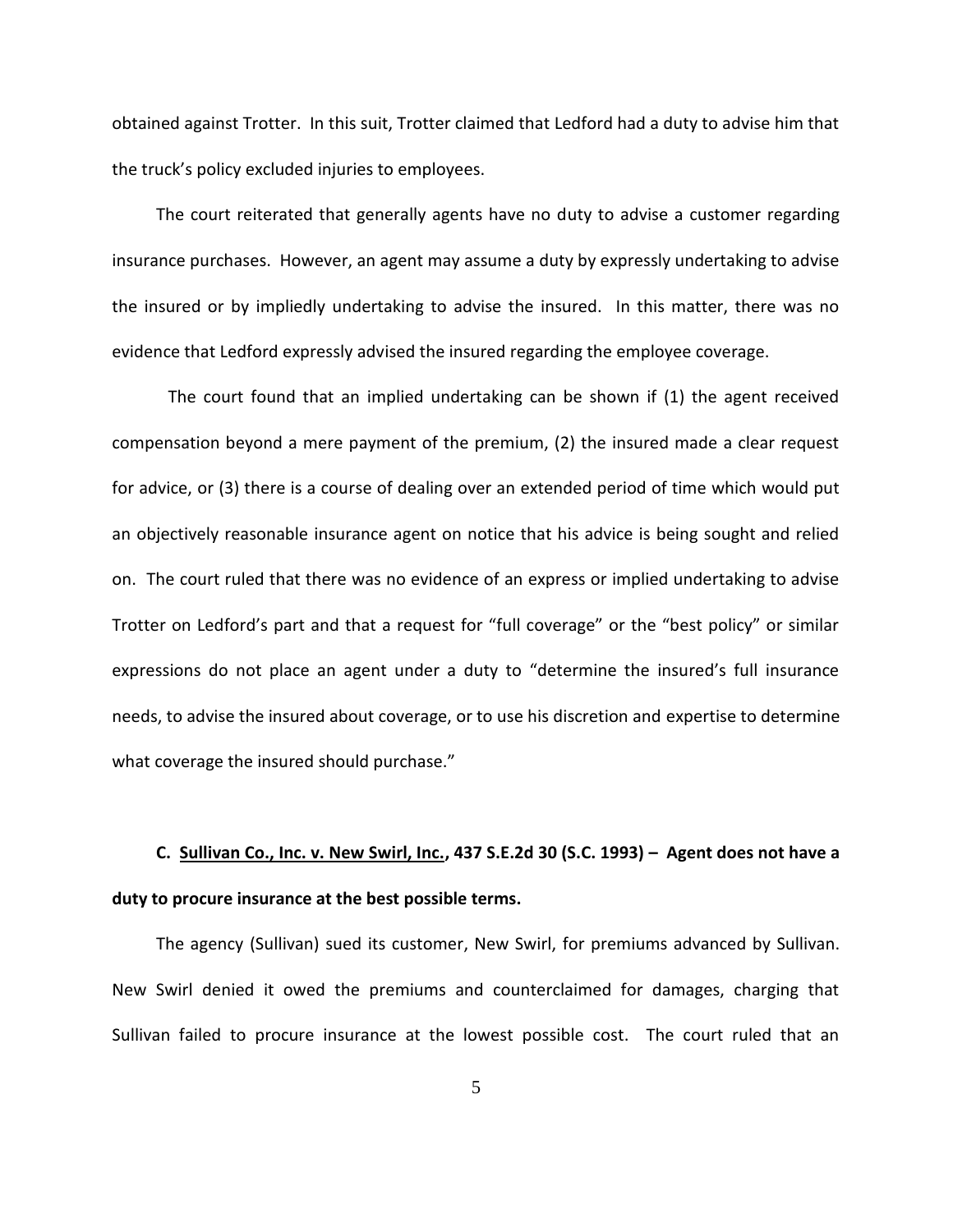obtained against Trotter. In this suit, Trotter claimed that Ledford had a duty to advise him that the truck's policy excluded injuries to employees.

The court reiterated that generally agents have no duty to advise a customer regarding insurance purchases. However, an agent may assume a duty by expressly undertaking to advise the insured or by impliedly undertaking to advise the insured. In this matter, there was no evidence that Ledford expressly advised the insured regarding the employee coverage.

The court found that an implied undertaking can be shown if (1) the agent received compensation beyond a mere payment of the premium, (2) the insured made a clear request for advice, or (3) there is a course of dealing over an extended period of time which would put an objectively reasonable insurance agent on notice that his advice is being sought and relied on. The court ruled that there was no evidence of an express or implied undertaking to advise Trotter on Ledford's part and that a request for "full coverage" or the "best policy" or similar expressions do not place an agent under a duty to "determine the insured's full insurance needs, to advise the insured about coverage, or to use his discretion and expertise to determine what coverage the insured should purchase."

**C. <u>Sullivan Co., Inc. v. New Swirl, Inc.</u>, 437 S.E.2d 30 (S.C. 1993) – Agent does not have a duty to procure insurance at the best possible terms.**

The agency (Sullivan) sued its customer, New Swirl, for premiums advanced by Sullivan. New Swirl denied it owed the premiums and counterclaimed for damages, charging that Sullivan failed to procure insurance at the lowest possible cost. The court ruled that an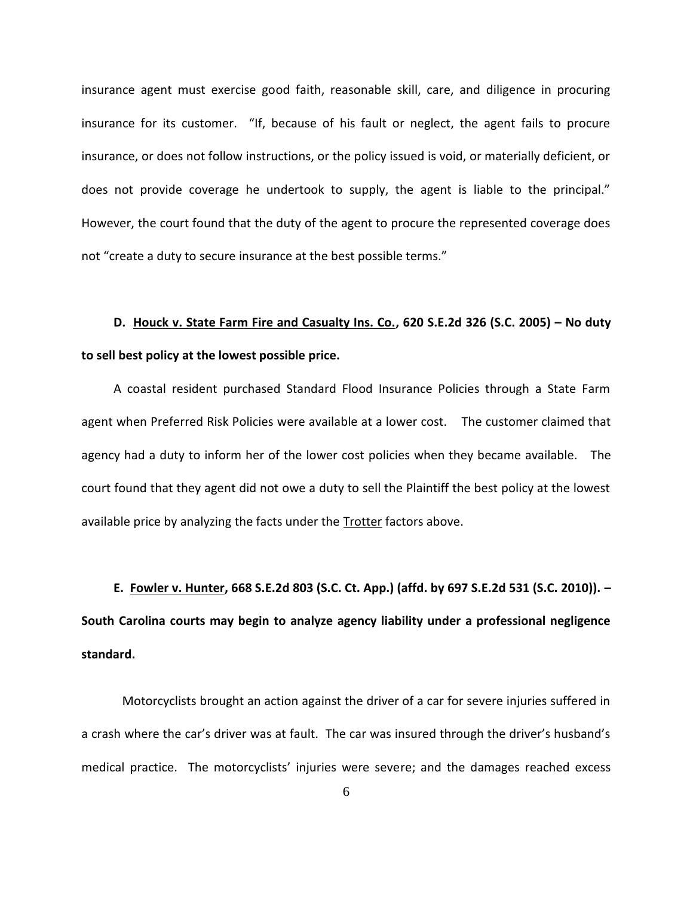insurance agent must exercise good faith, reasonable skill, care, and diligence in procuring insurance for its customer. "If, because of his fault or neglect, the agent fails to procure insurance, or does not follow instructions, or the policy issued is void, or materially deficient, or does not provide coverage he undertook to supply, the agent is liable to the principal." However, the court found that the duty of the agent to procure the represented coverage does not "create a duty to secure insurance at the best possible terms."

**D. <u>Houck v. State Farm Fire and Casualty Ins. Co.</u>, 620 S.E.2d 326 (S.C. 2005) – No duty to sell best policy at the lowest possible price.**

A coastal resident purchased Standard Flood Insurance Policies through a State Farm agent when Preferred Risk Policies were available at a lower cost. The customer claimed that agency had a duty to inform her of the lower cost policies when they became available. The court found that they agent did not owe a duty to sell the Plaintiff the best policy at the lowest available price by analyzing the facts under the <u>Trotter</u> factors above.

**E. <u>Fowler v. Hunter</u>, 668 S.E.2d 803 (S.C. Ct. App.) (affd. by 697 S.E.2d 531 (S.C. 2010)). – South Carolina courts may begin to analyze agency liability under a professional negligence standard.**

Motorcyclists brought an action against the driver of a car for severe injuries suffered in a crash where the car's driver was at fault. The car was insured through the driver's husband's medical practice. The motorcyclists' injuries were severe; and the damages reached excess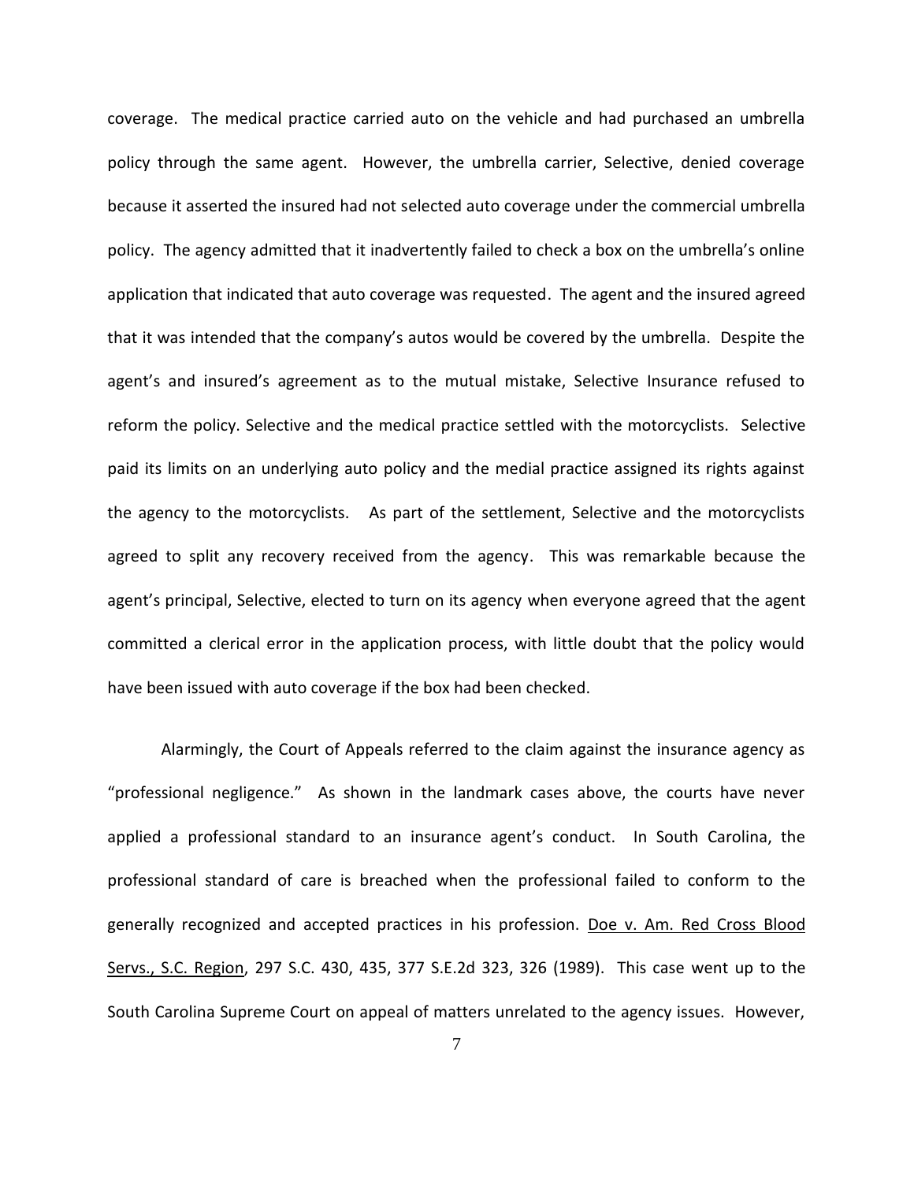coverage. The medical practice carried auto on the vehicle and had purchased an umbrella policy through the same agent. However, the umbrella carrier, Selective, denied coverage because it asserted the insured had not selected auto coverage under the commercial umbrella policy. The agency admitted that it inadvertently failed to check a box on the umbrella's online application that indicated that auto coverage was requested. The agent and the insured agreed that it was intended that the company's autos would be covered by the umbrella. Despite the agent's and insured's agreement as to the mutual mistake, Selective Insurance refused to reform the policy. Selective and the medical practice settled with the motorcyclists. Selective paid its limits on an underlying auto policy and the medial practice assigned its rights against the agency to the motorcyclists. As part of the settlement, Selective and the motorcyclists agreed to split any recovery received from the agency. This was remarkable because the agent's principal, Selective, elected to turn on its agency when everyone agreed that the agent committed a clerical error in the application process, with little doubt that the policy would have been issued with auto coverage if the box had been checked.

Alarmingly, the Court of Appeals referred to the claim against the insurance agency as "professional negligence." As shown in the landmark cases above, the courts have never applied a professional standard to an insurance agent's conduct. In South Carolina, the professional standard of care is breached when the professional failed to conform to the generally recognized and accepted practices in his profession. Doe v. Am. Red Cross Blood Servs., S.C. Region, 297 S.C. 430, 435, 377 S.E.2d 323, 326 (1989). This case went up to the South Carolina Supreme Court on appeal of matters unrelated to the agency issues. However,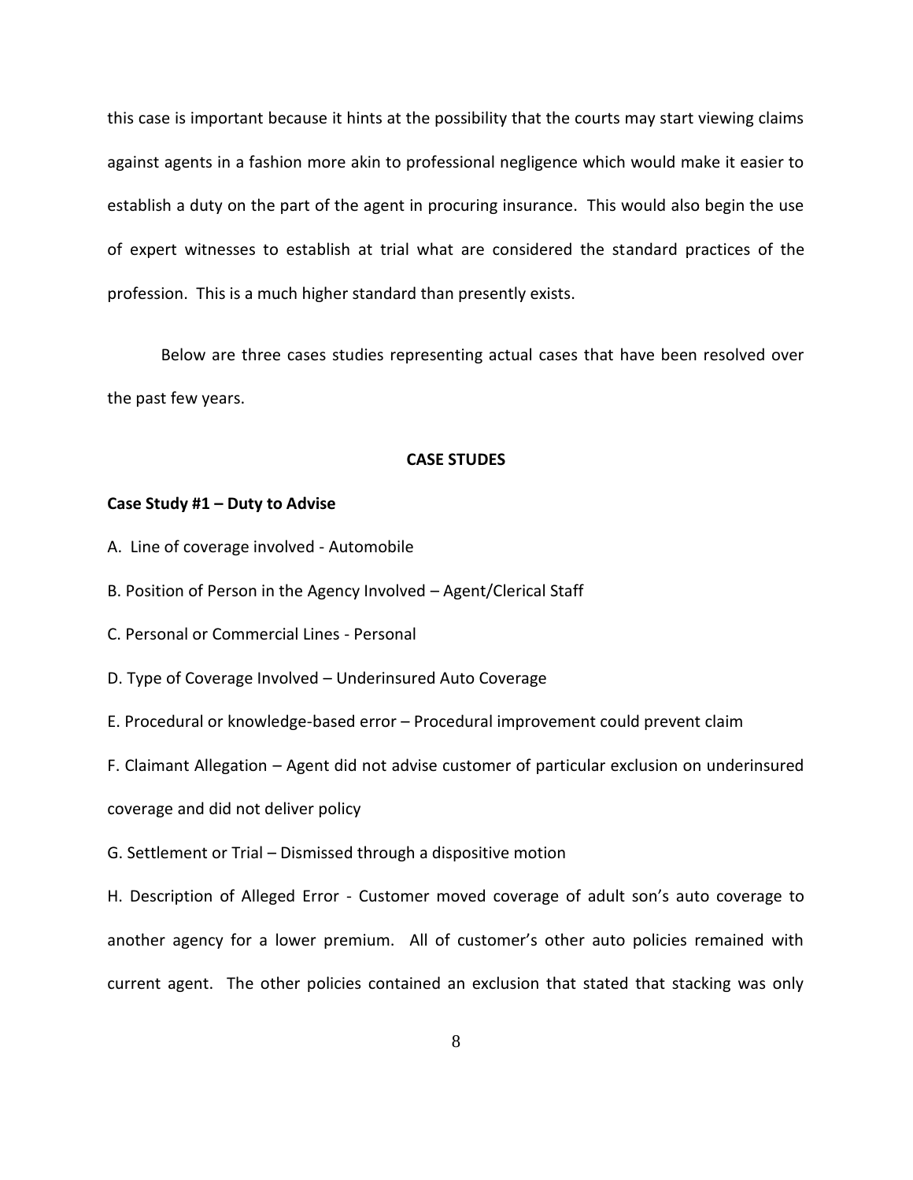this case is important because it hints at the possibility that the courts may start viewing claims against agents in a fashion more akin to professional negligence which would make it easier to establish a duty on the part of the agent in procuring insurance. This would also begin the use of expert witnesses to establish at trial what are considered the standard practices of the profession. This is a much higher standard than presently exists.

Below are three cases studies representing actual cases that have been resolved over the past few years.

## CASE STUDES

### Case Study #1 – Duty to Advise

A. Line of coverage involved - Automobile

B. Position of Person in the Agency Involved – Agent/Clerical Staff

C. Personal or Commercial Lines - Personal

D. Type of Coverage Involved – Underinsured Auto Coverage

E. Procedural or knowledge-based error – Procedural improvement could prevent claim

F. Claimant Allegation – Agent did not advise customer of particular exclusion on underinsured coverage and did not deliver policy

G. Settlement or Trial – Dismissed through a dispositive motion

H. Description of Alleged Error - Customer moved coverage of adult son's auto coverage to another agency for a lower premium. All of customer's other auto policies remained with current agent. The other policies contained an exclusion that stated that stacking was only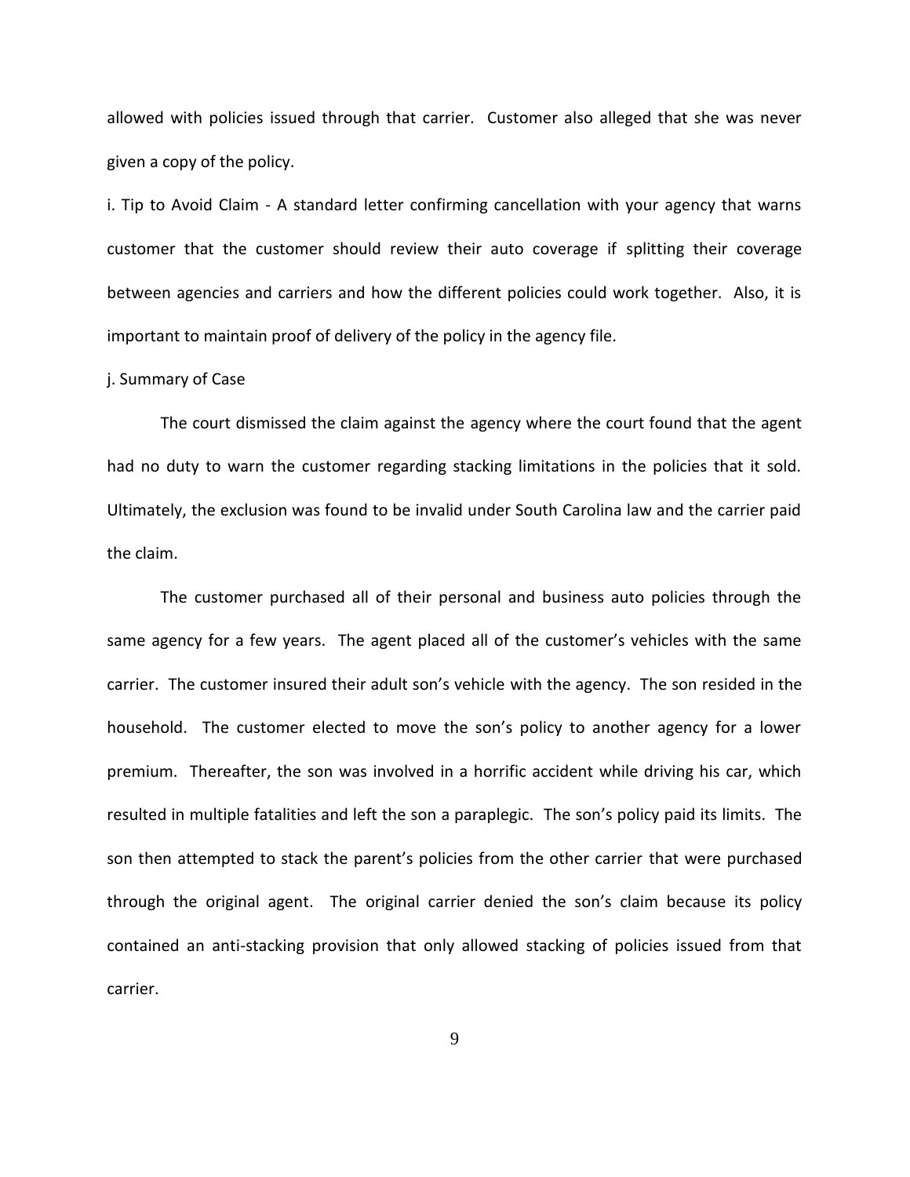allowed with policies issued through that carrier. Customer also alleged that she was never given a copy of the policy.

i. Tip to Avoid Claim - A standard letter confirming cancellation with your agency that warns customer that the customer should review their auto coverage if splitting their coverage between agencies and carriers and how the different policies could work together. Also, it is important to maintain proof of delivery of the policy in the agency file.

j. Summary of Case

The court dismissed the claim against the agency where the court found that the agent had no duty to warn the customer regarding stacking limitations in the policies that it sold. Ultimately, the exclusion was found to be invalid under South Carolina law and the carrier paid the claim.

The customer purchased all of their personal and business auto policies through the same agency for a few years. The agent placed all of the customer's vehicles with the same carrier. The customer insured their adult son's vehicle with the agency. The son resided in the household. The customer elected to move the son's policy to another agency for a lower premium. Thereafter, the son was involved in a horrific accident while driving his car, which resulted in multiple fatalities and left the son a paraplegic. The son's policy paid its limits. The son then attempted to stack the parent's policies from the other carrier that were purchased through the original agent. The original carrier denied the son's claim because its policy contained an anti-stacking provision that only allowed stacking of policies issued from that carrier.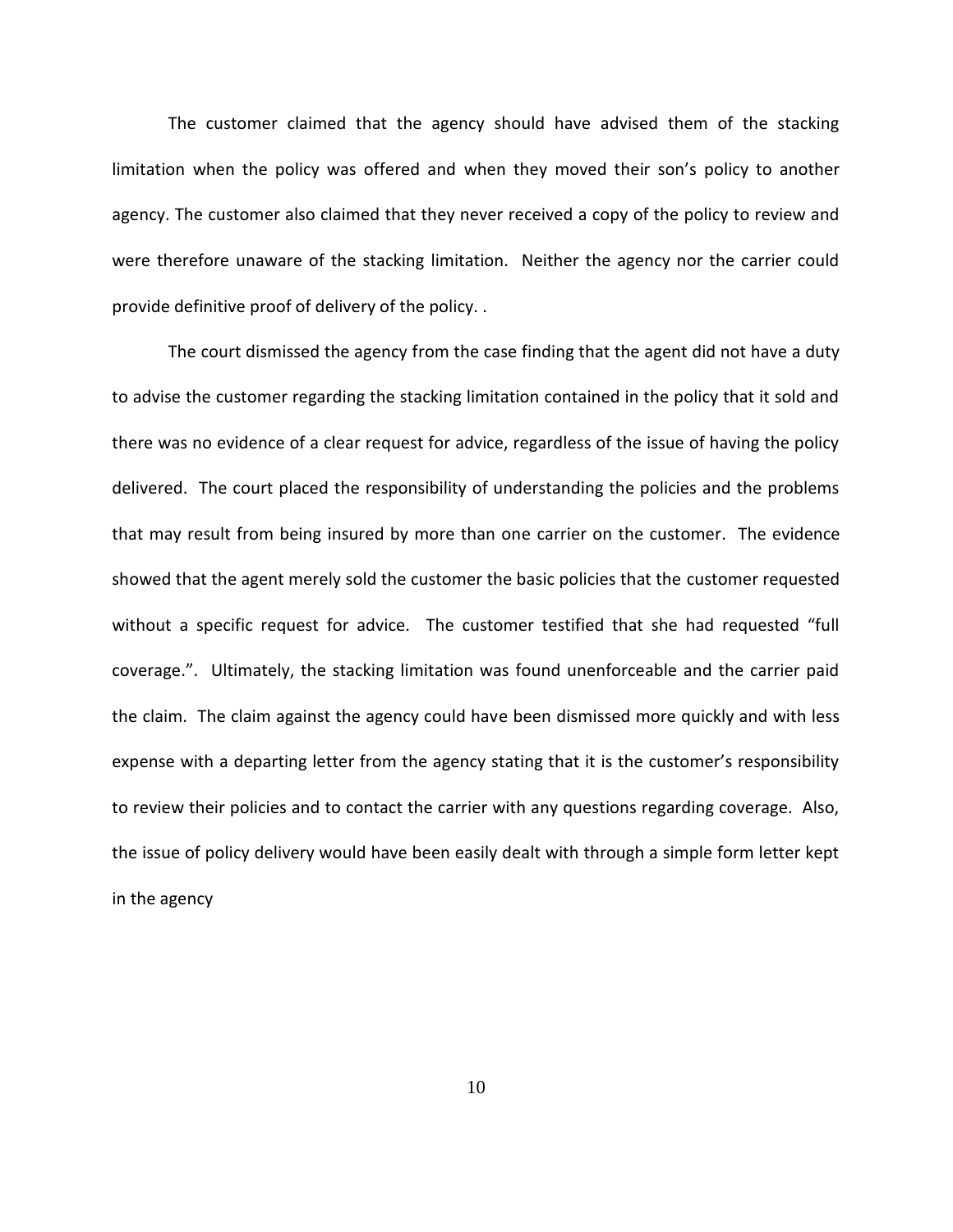The customer claimed that the agency should have advised them of the stacking limitation when the policy was offered and when they moved their son's policy to another agency. The customer also claimed that they never received a copy of the policy to review and were therefore unaware of the stacking limitation. Neither the agency nor the carrier could provide definitive proof of delivery of the policy. .

The court dismissed the agency from the case finding that the agent did not have a duty to advise the customer regarding the stacking limitation contained in the policy that it sold and there was no evidence of a clear request for advice, regardless of the issue of having the policy delivered. The court placed the responsibility of understanding the policies and the problems that may result from being insured by more than one carrier on the customer. The evidence showed that the agent merely sold the customer the basic policies that the customer requested without a specific request for advice. The customer testified that she had requested "full coverage.". Ultimately, the stacking limitation was found unenforceable and the carrier paid the claim. The claim against the agency could have been dismissed more quickly and with less expense with a departing letter from the agency stating that it is the customer's responsibility to review their policies and to contact the carrier with any questions regarding coverage. Also, the issue of policy delivery would have been easily dealt with through a simple form letter kept in the agency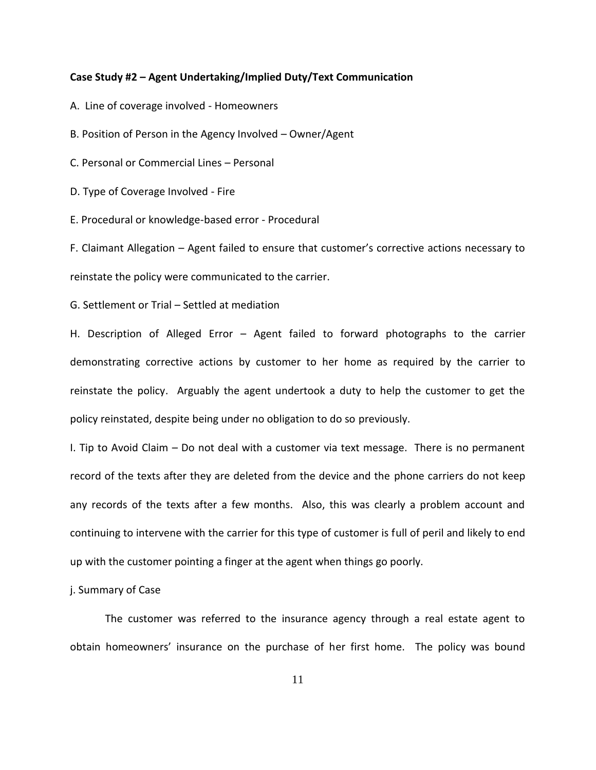**Case Study #2 – Agent Undertaking/Implied Duty/Text Communication**

A. Line of coverage involved - Homeowners

B. Position of Person in the Agency Involved – Owner/Agent

C. Personal or Commercial Lines – Personal

D. Type of Coverage Involved - Fire

E. Procedural or knowledge-based error - Procedural

F. Claimant Allegation – Agent failed to ensure that customer's corrective actions necessary to reinstate the policy were communicated to the carrier.

G. Settlement or Trial – Settled at mediation

H. Description of Alleged Error – Agent failed to forward photographs to the carrier demonstrating corrective actions by customer to her home as required by the carrier to reinstate the policy. Arguably the agent undertook a duty to help the customer to get the policy reinstated, despite being under no obligation to do so previously.

I. Tip to Avoid Claim – Do not deal with a customer via text message. There is no permanent record of the texts after they are deleted from the device and the phone carriers do not keep any records of the texts after a few months. Also, this was clearly a problem account and continuing to intervene with the carrier for this type of customer is full of peril and likely to end up with the customer pointing a finger at the agent when things go poorly.

j. Summary of Case

The customer was referred to the insurance agency through a real estate agent to obtain homeowners' insurance on the purchase of her first home. The policy was bound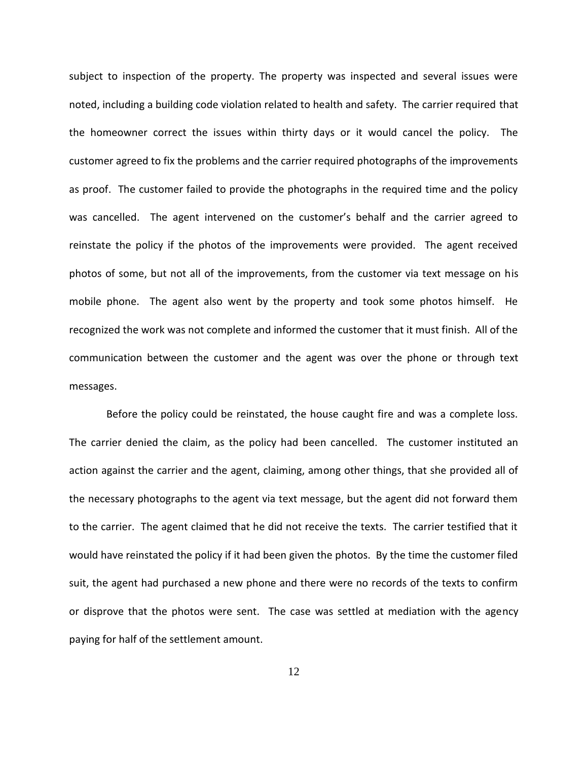subject to inspection of the property. The property was inspected and several issues were noted, including a building code violation related to health and safety. The carrier required that the homeowner correct the issues within thirty days or it would cancel the policy. The customer agreed to fix the problems and the carrier required photographs of the improvements as proof. The customer failed to provide the photographs in the required time and the policy was cancelled. The agent intervened on the customer's behalf and the carrier agreed to reinstate the policy if the photos of the improvements were provided. The agent received photos of some, but not all of the improvements, from the customer via text message on his mobile phone. The agent also went by the property and took some photos himself. He recognized the work was not complete and informed the customer that it must finish. All of the communication between the customer and the agent was over the phone or through text messages.

Before the policy could be reinstated, the house caught fire and was a complete loss. The carrier denied the claim, as the policy had been cancelled. The customer instituted an action against the carrier and the agent, claiming, among other things, that she provided all of the necessary photographs to the agent via text message, but the agent did not forward them to the carrier. The agent claimed that he did not receive the texts. The carrier testified that it would have reinstated the policy if it had been given the photos. By the time the customer filed suit, the agent had purchased a new phone and there were no records of the texts to confirm or disprove that the photos were sent. The case was settled at mediation with the agency paying for half of the settlement amount.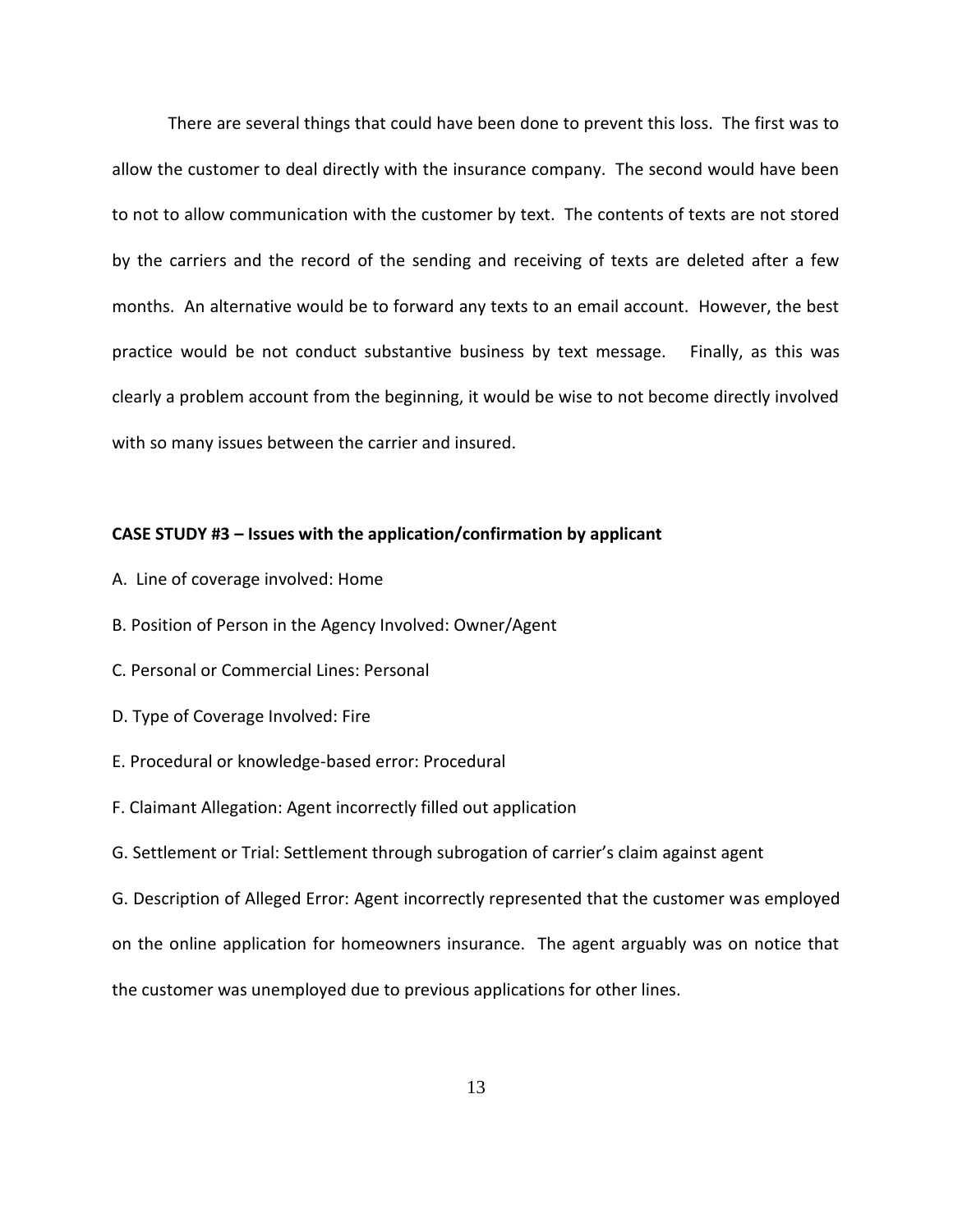There are several things that could have been done to prevent this loss. The first was to allow the customer to deal directly with the insurance company. The second would have been to not to allow communication with the customer by text. The contents of texts are not stored by the carriers and the record of the sending and receiving of texts are deleted after a few months. An alternative would be to forward any texts to an email account. However, the best practice would be not conduct substantive business by text message. Finally, as this was clearly a problem account from the beginning, it would be wise to not become directly involved with so many issues between the carrier and insured.

**CASE STUDY #3 – Issues with the application/confirmation by applicant**

A. Line of coverage involved: Home

B. Position of Person in the Agency Involved: Owner/Agent

C. Personal or Commercial Lines: Personal

D. Type of Coverage Involved: Fire

E. Procedural or knowledge-based error: Procedural

F. Claimant Allegation: Agent incorrectly filled out application

G. Settlement or Trial: Settlement through subrogation of carrier's claim against agent

G. Description of Alleged Error: Agent incorrectly represented that the customer was employed on the online application for homeowners insurance. The agent arguably was on notice that the customer was unemployed due to previous applications for other lines.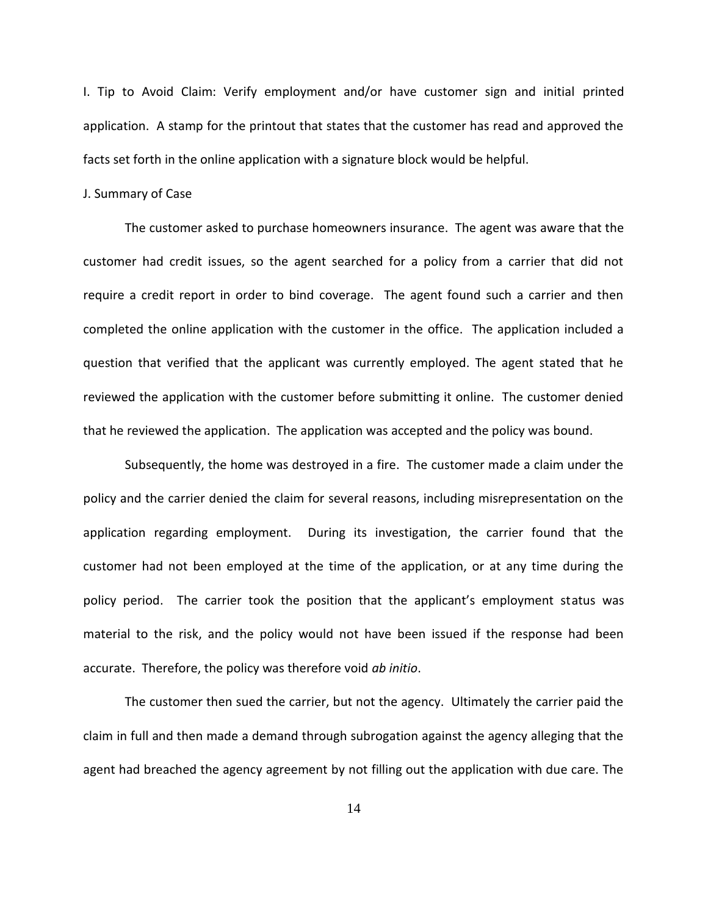I. Tip to Avoid Claim: Verify employment and/or have customer sign and initial printed application. A stamp for the printout that states that the customer has read and approved the facts set forth in the online application with a signature block would be helpful.

J. Summary of Case

The customer asked to purchase homeowners insurance. The agent was aware that the customer had credit issues, so the agent searched for a policy from a carrier that did not require a credit report in order to bind coverage. The agent found such a carrier and then completed the online application with the customer in the office. The application included a question that verified that the applicant was currently employed. The agent stated that he reviewed the application with the customer before submitting it online. The customer denied that he reviewed the application. The application was accepted and the policy was bound.

Subsequently, the home was destroyed in a fire. The customer made a claim under the policy and the carrier denied the claim for several reasons, including misrepresentation on the application regarding employment. During its investigation, the carrier found that the customer had not been employed at the time of the application, or at any time during the policy period. The carrier took the position that the applicant's employment status was material to the risk, and the policy would not have been issued if the response had been accurate. Therefore, the policy was therefore void *ab initio*.

The customer then sued the carrier, but not the agency. Ultimately the carrier paid the claim in full and then made a demand through subrogation against the agency alleging that the agent had breached the agency agreement by not filling out the application with due care. The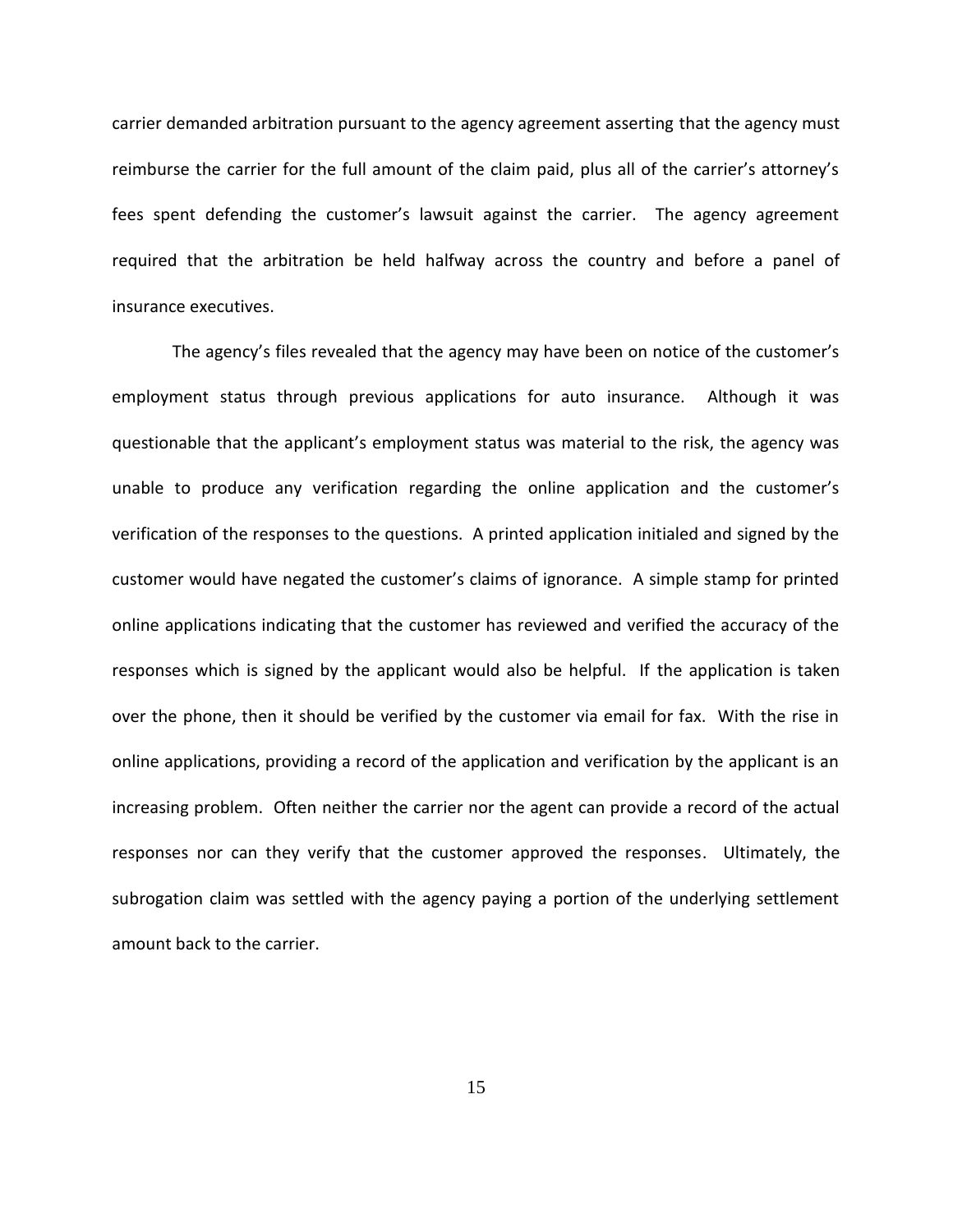carrier demanded arbitration pursuant to the agency agreement asserting that the agency must reimburse the carrier for the full amount of the claim paid, plus all of the carrier's attorney's fees spent defending the customer's lawsuit against the carrier. The agency agreement required that the arbitration be held halfway across the country and before a panel of insurance executives.

The agency's files revealed that the agency may have been on notice of the customer's employment status through previous applications for auto insurance. Although it was questionable that the applicant's employment status was material to the risk, the agency was unable to produce any verification regarding the online application and the customer's verification of the responses to the questions. A printed application initialed and signed by the customer would have negated the customer's claims of ignorance. A simple stamp for printed online applications indicating that the customer has reviewed and verified the accuracy of the responses which is signed by the applicant would also be helpful. If the application is taken over the phone, then it should be verified by the customer via email for fax. With the rise in online applications, providing a record of the application and verification by the applicant is an increasing problem. Often neither the carrier nor the agent can provide a record of the actual responses nor can they verify that the customer approved the responses. Ultimately, the subrogation claim was settled with the agency paying a portion of the underlying settlement amount back to the carrier.